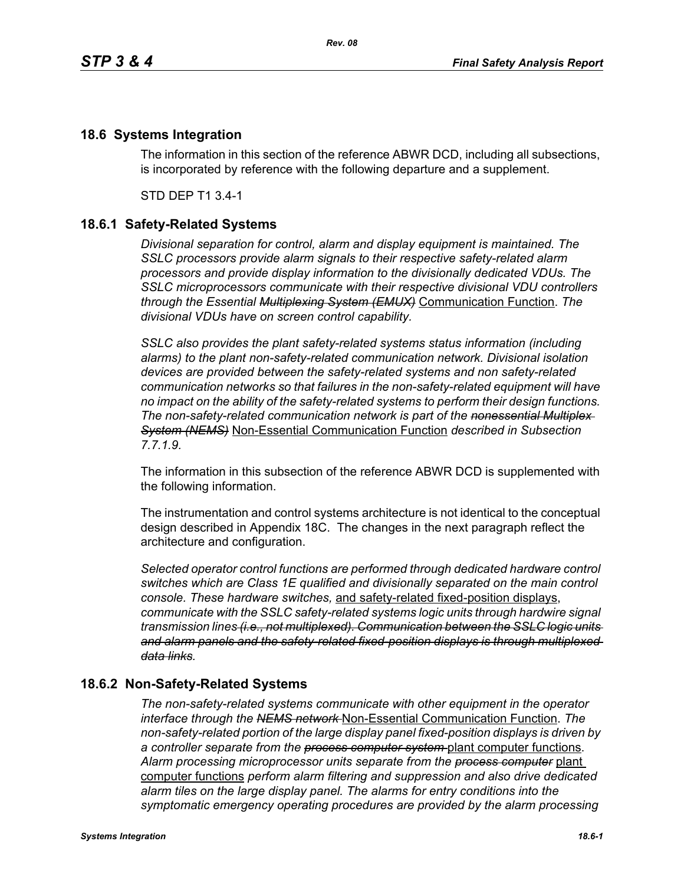## 18.6 Systems Integration

The information in this section of the reference ABWR DCD, including all subsections, is incorporated by reference with the following departure and a supplement.

STD DEP T1 3.4-1

### 18.6.1 Safety-Related Systems

*Divisional separation for control, alarm and display equipment is maintained. The SSLC processors provide alarm signals to their respective safety-related alarm processors and provide display information to the divisionally dedicated VDUs. The SSLC microprocessors communicate with their respective divisional VDU controllers through the Essential ~~Multiplexing System (EMUX)~~* Communication Function*. The divisional VDUs have on screen control capability.*

*SSLC also provides the plant safety-related systems status information (including alarms) to the plant non-safety-related communication network. Divisional isolation devices are provided between the safety-related systems and non safety-related communication networks so that failures in the non-safety-related equipment will have no impact on the ability of the safety-related systems to perform their design functions. The non-safety-related communication network is part of the ~~nonessential Multiplex System (NEMS)~~* Non-Essential Communication Function *described in Subsection 7.7.1.9.*

The information in this subsection of the reference ABWR DCD is supplemented with the following information.

The instrumentation and control systems architecture is not identical to the conceptual design described in Appendix 18C. The changes in the next paragraph reflect the architecture and configuration.

*Selected operator control functions are performed through dedicated hardware control switches which are Class 1E qualified and divisionally separated on the main control console. These hardware switches,* and safety-related fixed-position displays, *communicate with the SSLC safety-related systems logic units through hardwire signal transmission lines ~~(i.e., not multiplexed). Communication between the SSLC logic units and alarm panels and the safety-related fixed-position displays is through multiplexed data links~~.*

### 18.6.2 Non-Safety-Related Systems

*The non-safety-related systems communicate with other equipment in the operator interface through the ~~NEMS network~~* Non-Essential Communication Function*. The non-safety-related portion of the large display panel fixed-position displays is driven by a controller separate from the ~~process computer system~~* plant computer functions*. Alarm processing microprocessor units separate from the ~~process computer~~* plant computer functions *perform alarm filtering and suppression and also drive dedicated alarm tiles on the large display panel. The alarms for entry conditions into the symptomatic emergency operating procedures are provided by the alarm processing*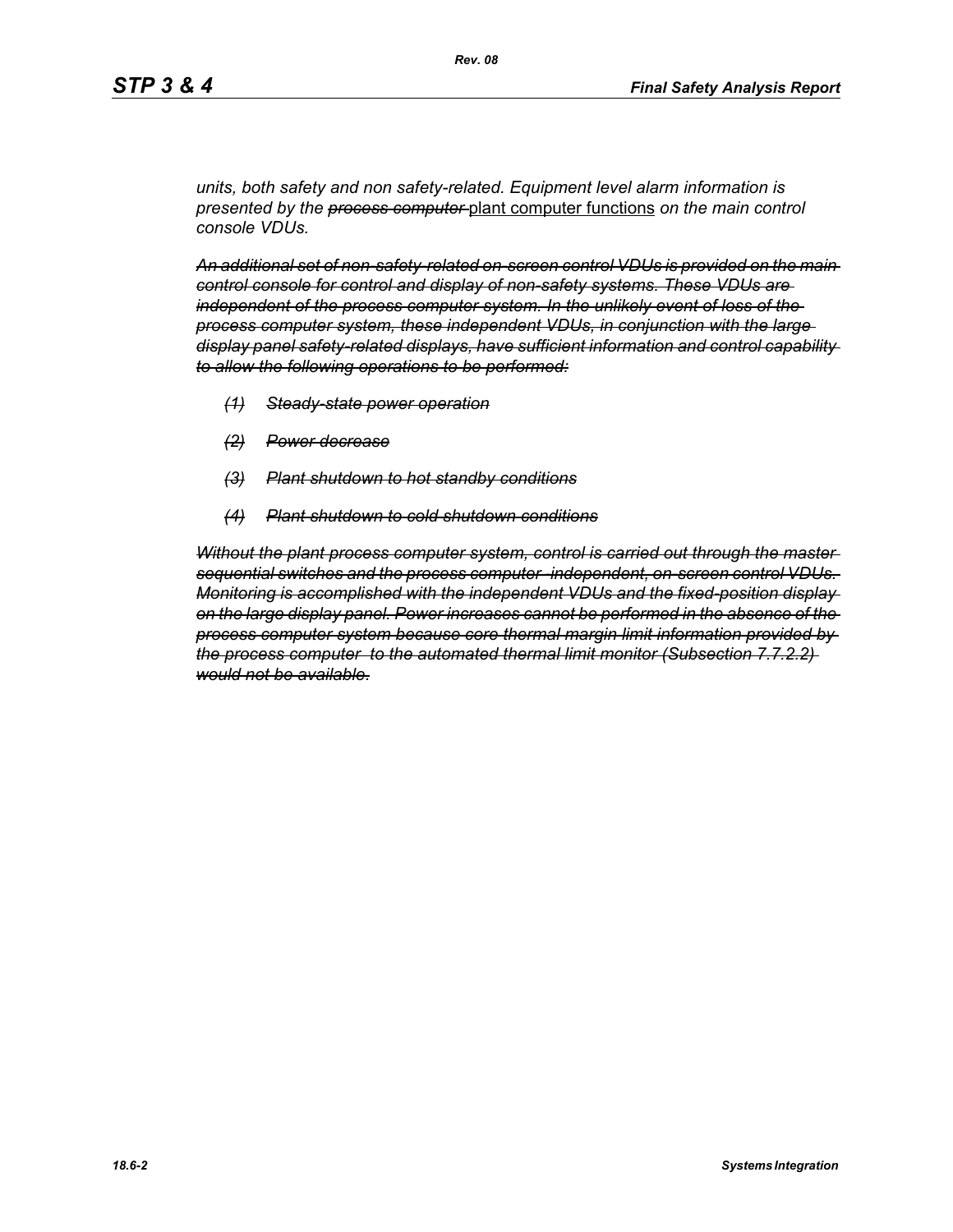*units, both safety and non safety-related. Equipment level alarm information is presented by the ~~process computer~~* plant computer functions *on the main control console VDUs.*

~~*An additional set of non-safety-related on-screen control VDUs is provided on the main control console for control and display of non-safety systems. These VDUs are independent of the process computer system. In the unlikely event of loss of the process computer system, these independent VDUs, in conjunction with the large display panel safety-related displays, have sufficient information and control capability to allow the following operations to be performed:*~~

~~*(1) Steady-state power operation*~~

~~*(2) Power decrease*~~

~~*(3) Plant shutdown to hot standby conditions*~~

~~*(4) Plant shutdown to cold shutdown conditions*~~

~~*Without the plant process computer system, control is carried out through the master sequential switches and the process computer- independent, on-screen control VDUs. Monitoring is accomplished with the independent VDUs and the fixed-position display on the large display panel. Power increases cannot be performed in the absence of the process computer system because core thermal margin limit information provided by the process computer to the automated thermal limit monitor (Subsection 7.7.2.2) would not be available.*~~